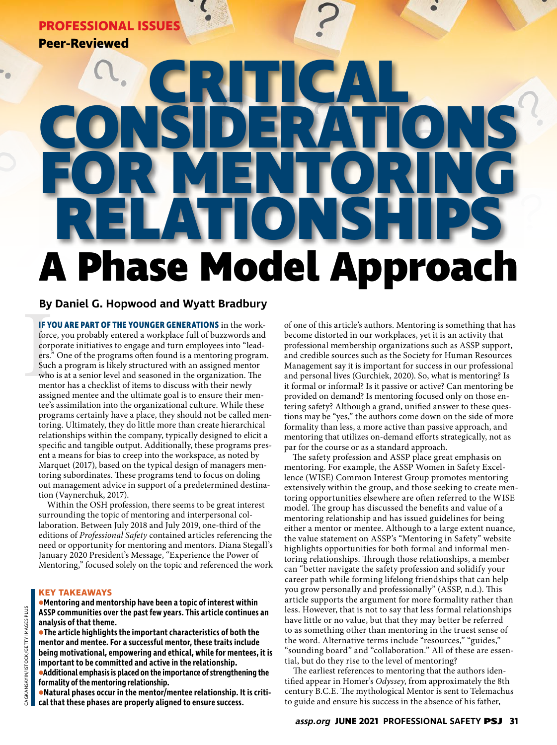PROFESSIONAL ISSUES

**Peer-Reviewed**

# CRITICAL CONSIDERATIONS FOR MENTORING RELATIONSHIPS

## A Phase Model Approach

**By Daniel G. Hopwood and Wyatt Bradbury**

**IF YOU ARE PART OF THE YOUNGER GENERATIONS** in the workforce, you probably entered a workplace full of buzzwords and corporate initiatives to engage and turn employees into "leaders." One of the programs often found is a mentoring program. Such a program is likely structured with an assigned mentor who is at a senior level and seasoned in the organization. The mentor has a checklist of items to discuss with their newly assigned mentee and the ultimate goal is to ensure their mentee's assimilation into the organizational culture. While these programs certainly have a place, they should not be called mentoring. Ultimately, they do little more than create hierarchical relationships within the company, typically designed to elicit a specific and tangible output. Additionally, these programs present a means for bias to creep into the workspace, as noted by Marquet (2017), based on the typical design of managers mentoring subordinates. These programs tend to focus on doling out management advice in support of a predetermined destination (Vaynerchuk, 2017).

Within the OSH profession, there seems to be great interest surrounding the topic of mentoring and interpersonal collaboration. Between July 2018 and July 2019, one-third of the editions of *Professional Safety* contained articles referencing the need or opportunity for mentoring and mentors. Diana Stegall's January 2020 President's Message, "Experience the Power of Mentoring," focused solely on the topic and referenced the work of one of this article's authors. Mentoring is something that has become distorted in our workplaces, yet it is an activity that professional membership organizations such as ASSP support, and credible sources such as the Society for Human Resources Management say it is important for success in our professional and personal lives (Gurchiek, 2020). So, what is mentoring? Is it formal or informal? Is it passive or active? Can mentoring be provided on demand? Is mentoring focused only on those entering safety? Although a grand, unified answer to these questions may be "yes," the authors come down on the side of more formality than less, a more active than passive approach, and mentoring that utilizes on-demand efforts strategically, not as par for the course or as a standard approach.

The safety profession and ASSP place great emphasis on mentoring. For example, the ASSP Women in Safety Excellence (WISE) Common Interest Group promotes mentoring extensively within the group, and those seeking to create mentoring opportunities elsewhere are often referred to the WISE model. The group has discussed the benefits and value of a mentoring relationship and has issued guidelines for being either a mentor or mentee. Although to a large extent nuance, the value statement on ASSP's "Mentoring in Safety" website highlights opportunities for both formal and informal mentoring relationships. Through those relationships, a member can "better navigate the safety profession and solidify your career path while forming lifelong friendships that can help you grow personally and professionally" (ASSP, n.d.). This article supports the argument for more formality rather than less. However, that is not to say that less formal relationships have little or no value, but that they may better be referred to as something other than mentoring in the truest sense of the word. Alternative terms include "resources," "guides," "sounding board" and "collaboration." All of these are essential, but do they rise to the level of mentoring?

The earliest references to mentoring that the authors identified appear in Homer's *Odyssey*, from approximately the 8th century B.C.E. The mythological Mentor is sent to Telemachus to guide and ensure his success in the absence of his father,

### KEY TAKEAWAYS

- **Mentoring and mentorship have been a topic of interest within ASSP communities over the past few years. This article continues an analysis of that theme.**
- **The article highlights the important characteristics of both the mentor and mentee. For a successful mentor, these traits include being motivational, empowering and ethical, while for mentees, it is important to be committed and active in the relationship.**
- **Additional emphasis is placed on the importance of strengthening the formality of the mentoring relationship.**
- **Natural phases occur in the mentor/mentee relationship. It is critical that these phases are properly aligned to ensure success.**

CAGKANSAYIN/ISTOCK/GETTY IMAGES PLUS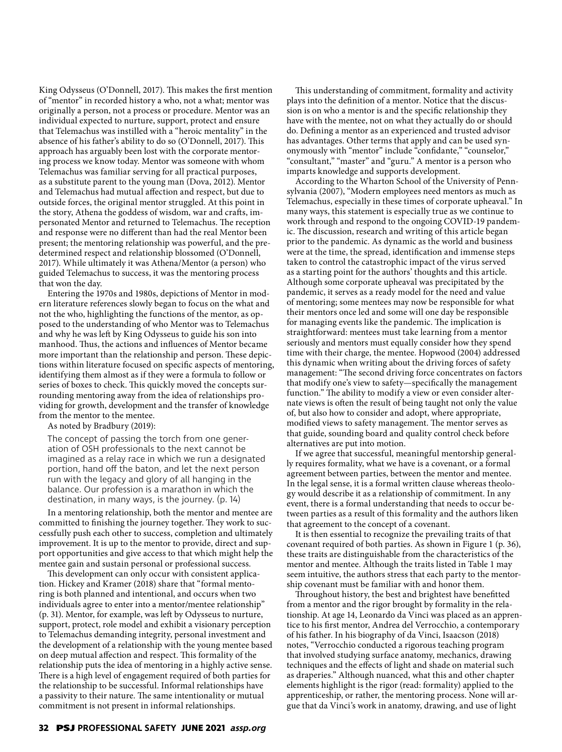King Odysseus (O'Donnell, 2017). This makes the first mention of "mentor" in recorded history a who, not a what; mentor was originally a person, not a process or procedure. Mentor was an individual expected to nurture, support, protect and ensure that Telemachus was instilled with a "heroic mentality" in the absence of his father's ability to do so (O'Donnell, 2017). This approach has arguably been lost with the corporate mentoring process we know today. Mentor was someone with whom Telemachus was familiar serving for all practical purposes, as a substitute parent to the young man (Dova, 2012). Mentor and Telemachus had mutual affection and respect, but due to outside forces, the original mentor struggled. At this point in the story, Athena the goddess of wisdom, war and crafts, impersonated Mentor and returned to Telemachus. The reception and response were no different than had the real Mentor been present; the mentoring relationship was powerful, and the predetermined respect and relationship blossomed (O'Donnell, 2017). While ultimately it was Athena/Mentor (a person) who guided Telemachus to success, it was the mentoring process that won the day.

Entering the 1970s and 1980s, depictions of Mentor in modern literature references slowly began to focus on the what and not the who, highlighting the functions of the mentor, as opposed to the understanding of who Mentor was to Telemachus and why he was left by King Odysseus to guide his son into manhood. Thus, the actions and influences of Mentor became more important than the relationship and person. These depictions within literature focused on specific aspects of mentoring, identifying them almost as if they were a formula to follow or series of boxes to check. This quickly moved the concepts surrounding mentoring away from the idea of relationships providing for growth, development and the transfer of knowledge from the mentor to the mentee.

As noted by Bradbury (2019):

> The concept of passing the torch from one generation of OSH professionals to the next cannot be imagined as a relay race in which we run a designated portion, hand off the baton, and let the next person run with the legacy and glory of all hanging in the balance. Our profession is a marathon in which the destination, in many ways, is the journey. (p. 14)

In a mentoring relationship, both the mentor and mentee are committed to finishing the journey together. They work to successfully push each other to success, completion and ultimately improvement. It is up to the mentor to provide, direct and support opportunities and give access to that which might help the mentee gain and sustain personal or professional success.

This development can only occur with consistent application. Hickey and Kramer (2018) share that "formal mentoring is both planned and intentional, and occurs when two individuals agree to enter into a mentor/mentee relationship" (p. 31). Mentor, for example, was left by Odysseus to nurture, support, protect, role model and exhibit a visionary perception to Telemachus demanding integrity, personal investment and the development of a relationship with the young mentee based on deep mutual affection and respect. This formality of the relationship puts the idea of mentoring in a highly active sense. There is a high level of engagement required of both parties for the relationship to be successful. Informal relationships have a passivity to their nature. The same intentionality or mutual commitment is not present in informal relationships.

This understanding of commitment, formality and activity plays into the definition of a mentor. Notice that the discussion is on who a mentor is and the specific relationship they have with the mentee, not on what they actually do or should do. Defining a mentor as an experienced and trusted advisor has advantages. Other terms that apply and can be used synonymously with "mentor" include "confidante," "counselor," "consultant," "master" and "guru." A mentor is a person who imparts knowledge and supports development.

According to the Wharton School of the University of Pennsylvania (2007), "Modern employees need mentors as much as Telemachus, especially in these times of corporate upheaval." In many ways, this statement is especially true as we continue to work through and respond to the ongoing COVID-19 pandemic. The discussion, research and writing of this article began prior to the pandemic. As dynamic as the world and business were at the time, the spread, identification and immense steps taken to control the catastrophic impact of the virus served as a starting point for the authors' thoughts and this article. Although some corporate upheaval was precipitated by the pandemic, it serves as a ready model for the need and value of mentoring; some mentees may now be responsible for what their mentors once led and some will one day be responsible for managing events like the pandemic. The implication is straightforward: mentees must take learning from a mentor seriously and mentors must equally consider how they spend time with their charge, the mentee. Hopwood (2004) addressed this dynamic when writing about the driving forces of safety management: "The second driving force concentrates on factors that modify one's view to safety—specifically the management function." The ability to modify a view or even consider alternate views is often the result of being taught not only the value of, but also how to consider and adopt, where appropriate, modified views to safety management. The mentor serves as that guide, sounding board and quality control check before alternatives are put into motion.

If we agree that successful, meaningful mentorship generally requires formality, what we have is a covenant, or a formal agreement between parties, between the mentor and mentee. In the legal sense, it is a formal written clause whereas theology would describe it as a relationship of commitment. In any event, there is a formal understanding that needs to occur between parties as a result of this formality and the authors liken that agreement to the concept of a covenant.

It is then essential to recognize the prevailing traits of that covenant required of both parties. As shown in Figure 1 (p. 36), these traits are distinguishable from the characteristics of the mentor and mentee. Although the traits listed in Table 1 may seem intuitive, the authors stress that each party to the mentorship covenant must be familiar with and honor them.

Throughout history, the best and brightest have benefitted from a mentor and the rigor brought by formality in the relationship. At age 14, Leonardo da Vinci was placed as an apprentice to his first mentor, Andrea del Verrocchio, a contemporary of his father. In his biography of da Vinci, Isaacson (2018) notes, "Verrocchio conducted a rigorous teaching program that involved studying surface anatomy, mechanics, drawing techniques and the effects of light and shade on material such as draperies." Although nuanced, what this and other chapter elements highlight is the rigor (read: formality) applied to the apprenticeship, or rather, the mentoring process. None will argue that da Vinci's work in anatomy, drawing, and use of light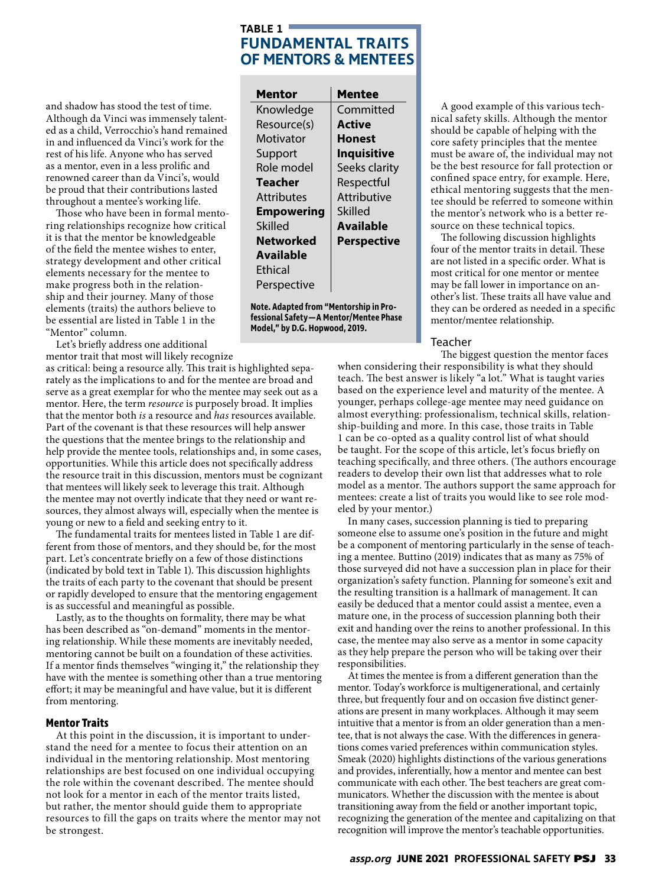and shadow has stood the test of time. Although da Vinci was immensely talented as a child, Verrocchio's hand remained in and influenced da Vinci's work for the rest of his life. Anyone who has served as a mentor, even in a less prolific and renowned career than da Vinci's, would be proud that their contributions lasted throughout a mentee's working life.

Those who have been in formal mentoring relationships recognize how critical it is that the mentor be knowledgeable of the field the mentee wishes to enter, strategy development and other critical elements necessary for the mentee to make progress both in the relationship and their journey. Many of those elements (traits) the authors believe to be essential are listed in Table 1 in the "Mentor" column.

**TABLE 1**
**FUNDAMENTAL TRAITS OF MENTORS & MENTEES**

| Mentor | Mentee |
|---|---|
| Knowledge | Committed |
| Resource(s) | **Active** |
| Motivator | **Honest** |
| Support | **Inquisitive** |
| Role model | Seeks clarity |
| **Teacher** | Respectful |
| Attributes | Attributive |
| **Empowering** | Skilled |
| Skilled | **Available** |
| **Networked** | **Perspective** |
| **Available** | |
| Ethical | |
| Perspective | |

**Note. Adapted from "Mentorship in Professional Safety—A Mentor/Mentee Phase Model," by D.G. Hopwood, 2019.**

Let's briefly address one additional mentor trait that most will likely recognize as critical: being a resource ally. This trait is highlighted separately as the implications to and for the mentee are broad and serve as a great exemplar for who the mentee may seek out as a mentor. Here, the term *resource* is purposely broad. It implies that the mentor both *is* a resource and *has* resources available. Part of the covenant is that these resources will help answer the questions that the mentee brings to the relationship and help provide the mentee tools, relationships and, in some cases, opportunities. While this article does not specifically address the resource trait in this discussion, mentors must be cognizant that mentees will likely seek to leverage this trait. Although the mentee may not overtly indicate that they need or want resources, they almost always will, especially when the mentee is young or new to a field and seeking entry to it.

The fundamental traits for mentees listed in Table 1 are different from those of mentors, and they should be, for the most part. Let's concentrate briefly on a few of those distinctions (indicated by bold text in Table 1). This discussion highlights the traits of each party to the covenant that should be present or rapidly developed to ensure that the mentoring engagement is as successful and meaningful as possible.

Lastly, as to the thoughts on formality, there may be what has been described as "on-demand" moments in the mentoring relationship. While these moments are inevitably needed, mentoring cannot be built on a foundation of these activities. If a mentor finds themselves "winging it," the relationship they have with the mentee is something other than a true mentoring effort; it may be meaningful and have value, but it is different from mentoring.

## Mentor Traits

At this point in the discussion, it is important to understand the need for a mentee to focus their attention on an individual in the mentoring relationship. Most mentoring relationships are best focused on one individual occupying the role within the covenant described. The mentee should not look for a mentor in each of the mentor traits listed, but rather, the mentor should guide them to appropriate resources to fill the gaps on traits where the mentor may not be strongest.

A good example of this various technical safety skills. Although the mentor should be capable of helping with the core safety principles that the mentee must be aware of, the individual may not be the best resource for fall protection or confined space entry, for example. Here, ethical mentoring suggests that the mentee should be referred to someone within the mentor's network who is a better resource on these technical topics.

The following discussion highlights four of the mentor traits in detail. These are not listed in a specific order. What is most critical for one mentor or mentee may be fall lower in importance on another's list. These traits all have value and they can be ordered as needed in a specific mentor/mentee relationship.

### Teacher

The biggest question the mentor faces when considering their responsibility is what they should teach. The best answer is likely "a lot." What is taught varies based on the experience level and maturity of the mentee. A younger, perhaps college-age mentee may need guidance on almost everything: professionalism, technical skills, relationship-building and more. In this case, those traits in Table 1 can be co-opted as a quality control list of what should be taught. For the scope of this article, let's focus briefly on teaching specifically, and three others. (The authors encourage readers to develop their own list that addresses what to role model as a mentor. The authors support the same approach for mentees: create a list of traits you would like to see role modeled by your mentor.)

In many cases, succession planning is tied to preparing someone else to assume one's position in the future and might be a component of mentoring particularly in the sense of teaching a mentee. Buttino (2019) indicates that as many as 75% of those surveyed did not have a succession plan in place for their organization's safety function. Planning for someone's exit and the resulting transition is a hallmark of management. It can easily be deduced that a mentor could assist a mentee, even a mature one, in the process of succession planning both their exit and handing over the reins to another professional. In this case, the mentee may also serve as a mentor in some capacity as they help prepare the person who will be taking over their responsibilities.

At times the mentee is from a different generation than the mentor. Today's workforce is multigenerational, and certainly three, but frequently four and on occasion five distinct generations are present in many workplaces. Although it may seem intuitive that a mentor is from an older generation than a mentee, that is not always the case. With the differences in generations comes varied preferences within communication styles. Smeak (2020) highlights distinctions of the various generations and provides, inferentially, how a mentor and mentee can best communicate with each other. The best teachers are great communicators. Whether the discussion with the mentee is about transitioning away from the field or another important topic, recognizing the generation of the mentee and capitalizing on that recognition will improve the mentor's teachable opportunities.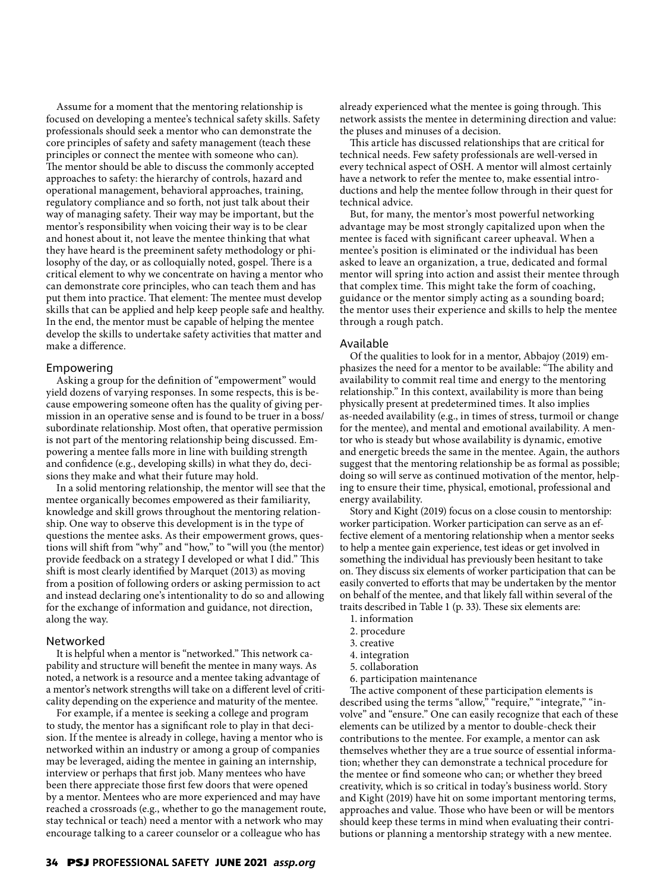Assume for a moment that the mentoring relationship is focused on developing a mentee's technical safety skills. Safety professionals should seek a mentor who can demonstrate the core principles of safety and safety management (teach these principles or connect the mentee with someone who can). The mentor should be able to discuss the commonly accepted approaches to safety: the hierarchy of controls, hazard and operational management, behavioral approaches, training, regulatory compliance and so forth, not just talk about their way of managing safety. Their way may be important, but the mentor's responsibility when voicing their way is to be clear and honest about it, not leave the mentee thinking that what they have heard is the preeminent safety methodology or philosophy of the day, or as colloquially noted, gospel. There is a critical element to why we concentrate on having a mentor who can demonstrate core principles, who can teach them and has put them into practice. That element: The mentee must develop skills that can be applied and help keep people safe and healthy. In the end, the mentor must be capable of helping the mentee develop the skills to undertake safety activities that matter and make a difference.

## Empowering

Asking a group for the definition of "empowerment" would yield dozens of varying responses. In some respects, this is because empowering someone often has the quality of giving permission in an operative sense and is found to be truer in a boss/subordinate relationship. Most often, that operative permission is not part of the mentoring relationship being discussed. Empowering a mentee falls more in line with building strength and confidence (e.g., developing skills) in what they do, decisions they make and what their future may hold.

In a solid mentoring relationship, the mentor will see that the mentee organically becomes empowered as their familiarity, knowledge and skill grows throughout the mentoring relationship. One way to observe this development is in the type of questions the mentee asks. As their empowerment grows, questions will shift from "why" and "how," to "will you (the mentor) provide feedback on a strategy I developed or what I did." This shift is most clearly identified by Marquet (2013) as moving from a position of following orders or asking permission to act and instead declaring one's intentionality to do so and allowing for the exchange of information and guidance, not direction, along the way.

## Networked

It is helpful when a mentor is "networked." This network capability and structure will benefit the mentee in many ways. As noted, a network is a resource and a mentee taking advantage of a mentor's network strengths will take on a different level of criticality depending on the experience and maturity of the mentee.

For example, if a mentee is seeking a college and program to study, the mentor has a significant role to play in that decision. If the mentee is already in college, having a mentor who is networked within an industry or among a group of companies may be leveraged, aiding the mentee in gaining an internship, interview or perhaps that first job. Many mentees who have been there appreciate those first few doors that were opened by a mentor. Mentees who are more experienced and may have reached a crossroads (e.g., whether to go the management route, stay technical or teach) need a mentor with a network who may encourage talking to a career counselor or a colleague who has already experienced what the mentee is going through. This network assists the mentee in determining direction and value: the pluses and minuses of a decision.

This article has discussed relationships that are critical for technical needs. Few safety professionals are well-versed in every technical aspect of OSH. A mentor will almost certainly have a network to refer the mentee to, make essential introductions and help the mentee follow through in their quest for technical advice.

But, for many, the mentor's most powerful networking advantage may be most strongly capitalized upon when the mentee is faced with significant career upheaval. When a mentee's position is eliminated or the individual has been asked to leave an organization, a true, dedicated and formal mentor will spring into action and assist their mentee through that complex time. This might take the form of coaching, guidance or the mentor simply acting as a sounding board; the mentor uses their experience and skills to help the mentee through a rough patch.

## Available

Of the qualities to look for in a mentor, Abbajoy (2019) emphasizes the need for a mentor to be available: "The ability and availability to commit real time and energy to the mentoring relationship." In this context, availability is more than being physically present at predetermined times. It also implies as-needed availability (e.g., in times of stress, turmoil or change for the mentee), and mental and emotional availability. A mentor who is steady but whose availability is dynamic, emotive and energetic breeds the same in the mentee. Again, the authors suggest that the mentoring relationship be as formal as possible; doing so will serve as continued motivation of the mentor, helping to ensure their time, physical, emotional, professional and energy availability.

Story and Kight (2019) focus on a close cousin to mentorship: worker participation. Worker participation can serve as an effective element of a mentoring relationship when a mentor seeks to help a mentee gain experience, test ideas or get involved in something the individual has previously been hesitant to take on. They discuss six elements of worker participation that can be easily converted to efforts that may be undertaken by the mentor on behalf of the mentee, and that likely fall within several of the traits described in Table 1 (p. 33). These six elements are:

1. information
2. procedure
3. creative
4. integration
5. collaboration
6. participation maintenance

The active component of these participation elements is described using the terms "allow," "require," "integrate," "involve" and "ensure." One can easily recognize that each of these elements can be utilized by a mentor to double-check their contributions to the mentee. For example, a mentor can ask themselves whether they are a true source of essential information; whether they can demonstrate a technical procedure for the mentee or find someone who can; or whether they breed creativity, which is so critical in today's business world. Story and Kight (2019) have hit on some important mentoring terms, approaches and value. Those who have been or will be mentors should keep these terms in mind when evaluating their contributions or planning a mentorship strategy with a new mentee.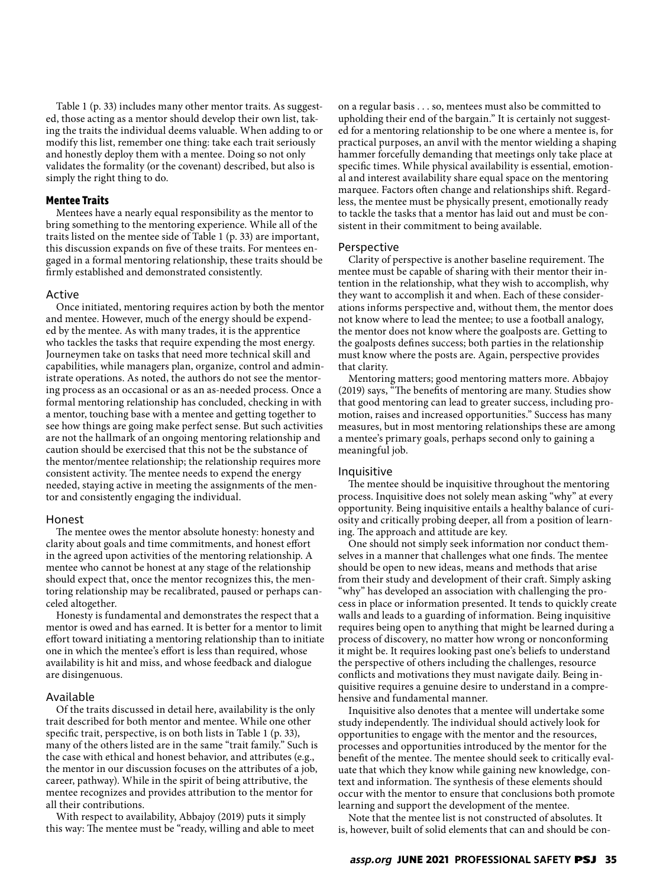Table 1 (p. 33) includes many other mentor traits. As suggested, those acting as a mentor should develop their own list, taking the traits the individual deems valuable. When adding to or modify this list, remember one thing: take each trait seriously and honestly deploy them with a mentee. Doing so not only validates the formality (or the covenant) described, but also is simply the right thing to do.

## Mentee Traits

Mentees have a nearly equal responsibility as the mentor to bring something to the mentoring experience. While all of the traits listed on the mentee side of Table 1 (p. 33) are important, this discussion expands on five of these traits. For mentees engaged in a formal mentoring relationship, these traits should be firmly established and demonstrated consistently.

### Active

Once initiated, mentoring requires action by both the mentor and mentee. However, much of the energy should be expended by the mentee. As with many trades, it is the apprentice who tackles the tasks that require expending the most energy. Journeymen take on tasks that need more technical skill and capabilities, while managers plan, organize, control and administrate operations. As noted, the authors do not see the mentoring process as an occasional or as an as-needed process. Once a formal mentoring relationship has concluded, checking in with a mentor, touching base with a mentee and getting together to see how things are going make perfect sense. But such activities are not the hallmark of an ongoing mentoring relationship and caution should be exercised that this not be the substance of the mentor/mentee relationship; the relationship requires more consistent activity. The mentee needs to expend the energy needed, staying active in meeting the assignments of the mentor and consistently engaging the individual.

### Honest

The mentee owes the mentor absolute honesty: honesty and clarity about goals and time commitments, and honest effort in the agreed upon activities of the mentoring relationship. A mentee who cannot be honest at any stage of the relationship should expect that, once the mentor recognizes this, the mentoring relationship may be recalibrated, paused or perhaps canceled altogether.

Honesty is fundamental and demonstrates the respect that a mentor is owed and has earned. It is better for a mentor to limit effort toward initiating a mentoring relationship than to initiate one in which the mentee's effort is less than required, whose availability is hit and miss, and whose feedback and dialogue are disingenuous.

### Available

Of the traits discussed in detail here, availability is the only trait described for both mentor and mentee. While one other specific trait, perspective, is on both lists in Table 1 (p. 33), many of the others listed are in the same "trait family." Such is the case with ethical and honest behavior, and attributes (e.g., the mentor in our discussion focuses on the attributes of a job, career, pathway). While in the spirit of being attributive, the mentee recognizes and provides attribution to the mentor for all their contributions.

With respect to availability, Abbajoy (2019) puts it simply this way: The mentee must be "ready, willing and able to meet on a regular basis . . . so, mentees must also be committed to upholding their end of the bargain." It is certainly not suggested for a mentoring relationship to be one where a mentee is, for practical purposes, an anvil with the mentor wielding a shaping hammer forcefully demanding that meetings only take place at specific times. While physical availability is essential, emotional and interest availability share equal space on the mentoring marquee. Factors often change and relationships shift. Regardless, the mentee must be physically present, emotionally ready to tackle the tasks that a mentor has laid out and must be consistent in their commitment to being available.

### Perspective

Clarity of perspective is another baseline requirement. The mentee must be capable of sharing with their mentor their intention in the relationship, what they wish to accomplish, why they want to accomplish it and when. Each of these considerations informs perspective and, without them, the mentor does not know where to lead the mentee; to use a football analogy, the mentor does not know where the goalposts are. Getting to the goalposts defines success; both parties in the relationship must know where the posts are. Again, perspective provides that clarity.

Mentoring matters; good mentoring matters more. Abbajoy (2019) says, "The benefits of mentoring are many. Studies show that good mentoring can lead to greater success, including promotion, raises and increased opportunities." Success has many measures, but in most mentoring relationships these are among a mentee's primary goals, perhaps second only to gaining a meaningful job.

### Inquisitive

The mentee should be inquisitive throughout the mentoring process. Inquisitive does not solely mean asking "why" at every opportunity. Being inquisitive entails a healthy balance of curiosity and critically probing deeper, all from a position of learning. The approach and attitude are key.

One should not simply seek information nor conduct themselves in a manner that challenges what one finds. The mentee should be open to new ideas, means and methods that arise from their study and development of their craft. Simply asking "why" has developed an association with challenging the process in place or information presented. It tends to quickly create walls and leads to a guarding of information. Being inquisitive requires being open to anything that might be learned during a process of discovery, no matter how wrong or nonconforming it might be. It requires looking past one's beliefs to understand the perspective of others including the challenges, resource conflicts and motivations they must navigate daily. Being inquisitive requires a genuine desire to understand in a comprehensive and fundamental manner.

Inquisitive also denotes that a mentee will undertake some study independently. The individual should actively look for opportunities to engage with the mentor and the resources, processes and opportunities introduced by the mentor for the benefit of the mentee. The mentee should seek to critically evaluate that which they know while gaining new knowledge, context and information. The synthesis of these elements should occur with the mentor to ensure that conclusions both promote learning and support the development of the mentee.

Note that the mentee list is not constructed of absolutes. It is, however, built of solid elements that can and should be con-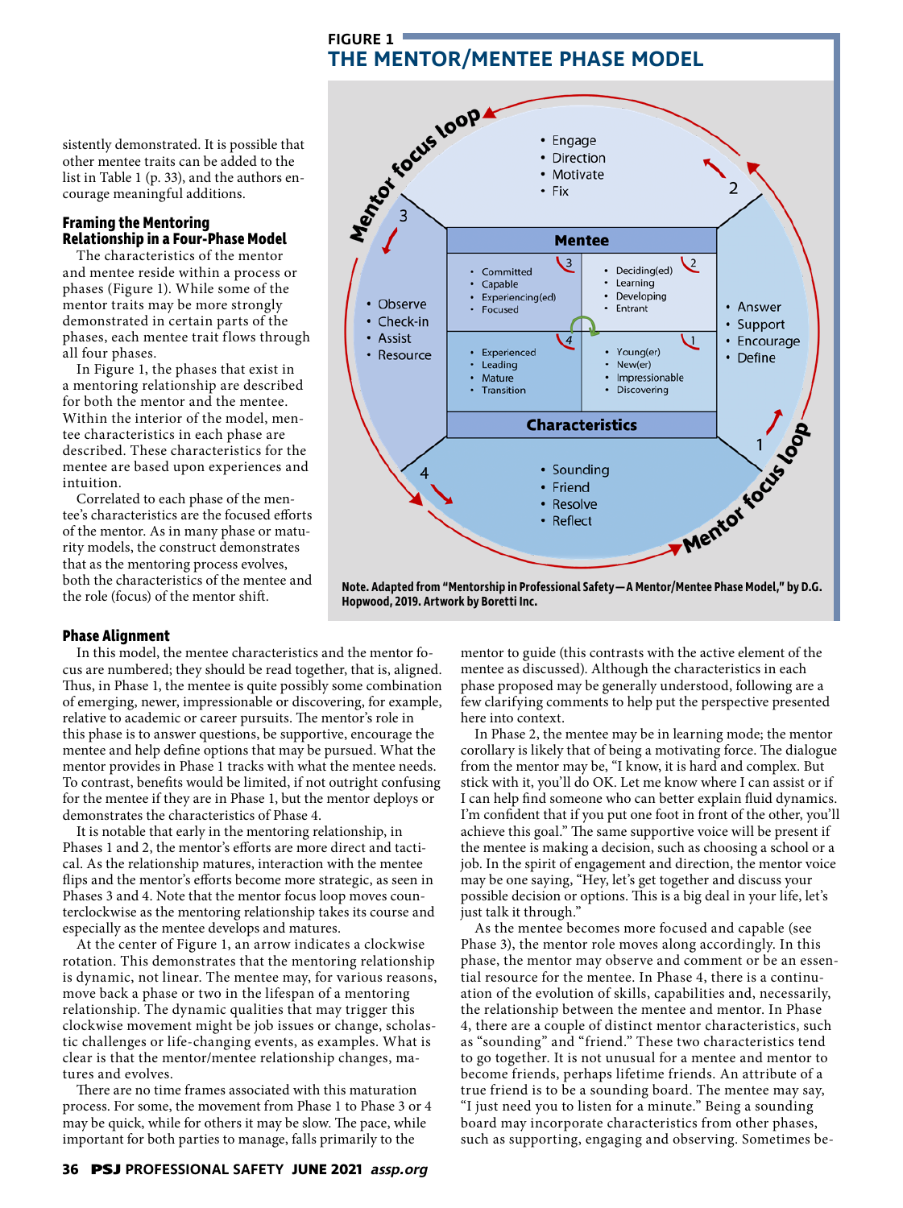sistently demonstrated. It is possible that other mentee traits can be added to the list in Table 1 (p. 33), and the authors encourage meaningful additions.

### Framing the Mentoring Relationship in a Four-Phase Model

The characteristics of the mentor and mentee reside within a process or phases (Figure 1). While some of the mentor traits may be more strongly demonstrated in certain parts of the phases, each mentee trait flows through all four phases.

In Figure 1, the phases that exist in a mentoring relationship are described for both the mentor and the mentee. Within the interior of the model, mentee characteristics in each phase are described. These characteristics for the mentee are based upon experiences and intuition.

Correlated to each phase of the mentee's characteristics are the focused efforts of the mentor. As in many phase or maturity models, the construct demonstrates that as the mentoring process evolves, both the characteristics of the mentee and the role (focus) of the mentor shift.

**FIGURE 1**
**THE MENTOR/MENTEE PHASE MODEL**

Mentor focus loop

- Engage
- Direction
- Motivate
- Fix

2

3

- Observe
- Check-in
- Assist
- Resource

Mentee

3
- Committed
- Capable
- Experiencing(ed)
- Focused

2
- Deciding(ed)
- Learning
- Developing
- Entrant

4
- Experienced
- Leading
- Mature
- Transition

1
- Young(er)
- New(er)
- Impressionable
- Discovering

Characteristics

- Answer
- Support
- Encourage
- Define

1

4

- Sounding
- Friend
- Resolve
- Reflect

Mentor focus loop

Note. Adapted from "Mentorship in Professional Safety—A Mentor/Mentee Phase Model," by D.G. Hopwood, 2019. Artwork by Boretti Inc.

### Phase Alignment

In this model, the mentee characteristics and the mentor focus are numbered; they should be read together, that is, aligned. Thus, in Phase 1, the mentee is quite possibly some combination of emerging, newer, impressionable or discovering, for example, relative to academic or career pursuits. The mentor's role in this phase is to answer questions, be supportive, encourage the mentee and help define options that may be pursued. What the mentor provides in Phase 1 tracks with what the mentee needs. To contrast, benefits would be limited, if not outright confusing for the mentee if they are in Phase 1, but the mentor deploys or demonstrates the characteristics of Phase 4.

It is notable that early in the mentoring relationship, in Phases 1 and 2, the mentor's efforts are more direct and tactical. As the relationship matures, interaction with the mentee flips and the mentor's efforts become more strategic, as seen in Phases 3 and 4. Note that the mentor focus loop moves counterclockwise as the mentoring relationship takes its course and especially as the mentee develops and matures.

At the center of Figure 1, an arrow indicates a clockwise rotation. This demonstrates that the mentoring relationship is dynamic, not linear. The mentee may, for various reasons, move back a phase or two in the lifespan of a mentoring relationship. The dynamic qualities that may trigger this clockwise movement might be job issues or change, scholastic challenges or life-changing events, as examples. What is clear is that the mentor/mentee relationship changes, matures and evolves.

There are no time frames associated with this maturation process. For some, the movement from Phase 1 to Phase 3 or 4 may be quick, while for others it may be slow. The pace, while important for both parties to manage, falls primarily to the mentor to guide (this contrasts with the active element of the mentee as discussed). Although the characteristics in each phase proposed may be generally understood, following are a few clarifying comments to help put the perspective presented here into context.

In Phase 2, the mentee may be in learning mode; the mentor corollary is likely that of being a motivating force. The dialogue from the mentor may be, "I know, it is hard and complex. But stick with it, you'll do OK. Let me know where I can assist or if I can help find someone who can better explain fluid dynamics. I'm confident that if you put one foot in front of the other, you'll achieve this goal." The same supportive voice will be present if the mentee is making a decision, such as choosing a school or a job. In the spirit of engagement and direction, the mentor voice may be one saying, "Hey, let's get together and discuss your possible decision or options. This is a big deal in your life, let's just talk it through."

As the mentee becomes more focused and capable (see Phase 3), the mentor role moves along accordingly. In this phase, the mentor may observe and comment or be an essential resource for the mentee. In Phase 4, there is a continuation of the evolution of skills, capabilities and, necessarily, the relationship between the mentee and mentor. In Phase 4, there are a couple of distinct mentor characteristics, such as "sounding" and "friend." These two characteristics tend to go together. It is not unusual for a mentee and mentor to become friends, perhaps lifetime friends. An attribute of a true friend is to be a sounding board. The mentee may say, "I just need you to listen for a minute." Being a sounding board may incorporate characteristics from other phases, such as supporting, engaging and observing. Sometimes be-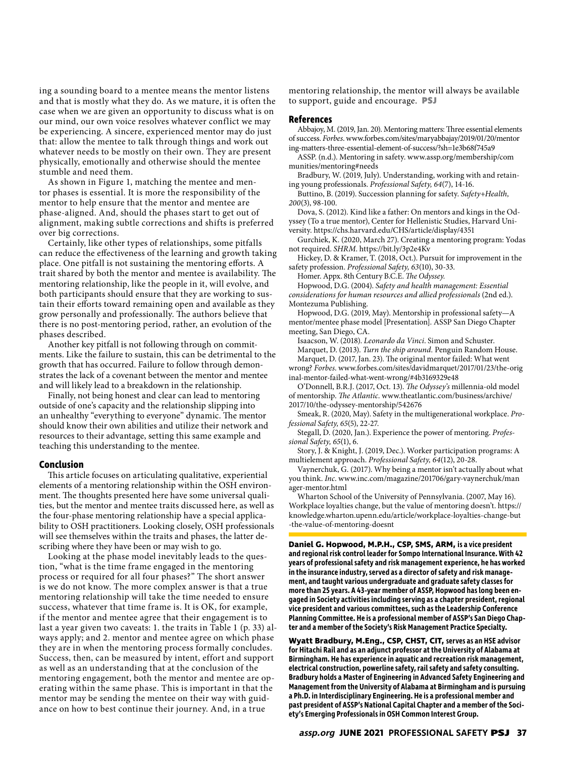ing a sounding board to a mentee means the mentor listens and that is mostly what they do. As we mature, it is often the case when we are given an opportunity to discuss what is on our mind, our own voice resolves whatever conflict we may be experiencing. A sincere, experienced mentor may do just that: allow the mentee to talk through things and work out whatever needs to be mostly on their own. They are present physically, emotionally and otherwise should the mentee stumble and need them.

As shown in Figure 1, matching the mentee and mentor phases is essential. It is more the responsibility of the mentor to help ensure that the mentor and mentee are phase-aligned. And, should the phases start to get out of alignment, making subtle corrections and shifts is preferred over big corrections.

Certainly, like other types of relationships, some pitfalls can reduce the effectiveness of the learning and growth taking place. One pitfall is not sustaining the mentoring efforts. A trait shared by both the mentor and mentee is availability. The mentoring relationship, like the people in it, will evolve, and both participants should ensure that they are working to sustain their efforts toward remaining open and available as they grow personally and professionally. The authors believe that there is no post-mentoring period, rather, an evolution of the phases described.

Another key pitfall is not following through on commitments. Like the failure to sustain, this can be detrimental to the growth that has occurred. Failure to follow through demonstrates the lack of a covenant between the mentor and mentee and will likely lead to a breakdown in the relationship.

Finally, not being honest and clear can lead to mentoring outside of one's capacity and the relationship slipping into an unhealthy "everything to everyone" dynamic. The mentor should know their own abilities and utilize their network and resources to their advantage, setting this same example and teaching this understanding to the mentee.

## Conclusion

This article focuses on articulating qualitative, experiential elements of a mentoring relationship within the OSH environment. The thoughts presented here have some universal qualities, but the mentor and mentee traits discussed here, as well as the four-phase mentoring relationship have a special applicability to OSH practitioners. Looking closely, OSH professionals will see themselves within the traits and phases, the latter describing where they have been or may wish to go.

Looking at the phase model inevitably leads to the question, "what is the time frame engaged in the mentoring process or required for all four phases?" The short answer is we do not know. The more complex answer is that a true mentoring relationship will take the time needed to ensure success, whatever that time frame is. It is OK, for example, if the mentor and mentee agree that their engagement is to last a year given two caveats: 1. the traits in Table 1 (p. 33) always apply; and 2. mentor and mentee agree on which phase they are in when the mentoring process formally concludes. Success, then, can be measured by intent, effort and support as well as an understanding that at the conclusion of the mentoring engagement, both the mentor and mentee are operating within the same phase. This is important in that the mentor may be sending the mentee on their way with guidance on how to best continue their journey. And, in a true mentoring relationship, the mentor will always be available to support, guide and encourage. **PSJ**

## References

Abbajoy, M. (2019, Jan. 20). Mentoring matters: Three essential elements of success. *Forbes*. www.forbes.com/sites/maryabbajay/2019/01/20/mentoring-matters-three-essential-element-of-success/?sh=1e3b68f745a9

ASSP. (n.d.). Mentoring in safety. www.assp.org/membership/communities/mentoring#needs

Bradbury, W. (2019, July). Understanding, working with and retaining young professionals. *Professional Safety, 64*(7), 14-16.

Buttino, B. (2019). Succession planning for safety. *Safety+Health, 200*(3), 98-100.

Dova, S. (2012). Kind like a father: On mentors and kings in the Odyssey (To a true mentor), Center for Hellenistic Studies, Harvard University. https://chs.harvard.edu/CHS/article/display/4351

Gurchiek, K. (2020, March 27). Creating a mentoring program: Yodas not required. *SHRM*. https://bit.ly/3p2e4Kv

Hickey, D. & Kramer, T. (2018, Oct.). Pursuit for improvement in the safety profession. *Professional Safety, 63*(10), 30-33.

Homer. Appx. 8th Century B.C.E. *The Odyssey.*

Hopwood, D.G. (2004). *Safety and health management: Essential considerations for human resources and allied professionals* (2nd ed.). Montezuma Publishing.

Hopwood, D.G. (2019, May). Mentorship in professional safety—A mentor/mentee phase model [Presentation]. ASSP San Diego Chapter meeting, San Diego, CA.

Isaacson, W. (2018). *Leonardo da Vinci*. Simon and Schuster.

Marquet, D. (2013). *Turn the ship around.* Penguin Random House.

Marquet, D. (2017, Jan. 23). The original mentor failed: What went wrong? *Forbes*. www.forbes.com/sites/davidmarquet/2017/01/23/the-original-mentor-failed-what-went-wrong/#4b3169329e48

O'Donnell, B.R.J. (2017, Oct. 13). *The Odyssey's* millennia-old model of mentorship. *The Atlantic*. www.theatlantic.com/business/archive/2017/10/the-odyssey-mentorship/542676

Smeak, R. (2020, May). Safety in the multigenerational workplace. *Professional Safety, 65*(5), 22-27.

Stegall, D. (2020, Jan.). Experience the power of mentoring. *Professional Safety, 65*(1), 6.

Story, J. & Knight, J. (2019, Dec.). Worker participation programs: A multielement approach. *Professional Safety, 64*(12), 20-28.

Vaynerchuk, G. (2017). Why being a mentor isn't actually about what you think. *Inc*. www.inc.com/magazine/201706/gary-vaynerchuk/manager-mentor.html

Wharton School of the University of Pennsylvania. (2007, May 16). Workplace loyalties change, but the value of mentoring doesn't. https://knowledge.wharton.upenn.edu/article/workplace-loyalties-change-but-the-value-of-mentoring-doesnt

---

**Daniel G. Hopwood, M.P.H., CSP, SMS, ARM, is a vice president and regional risk control leader for Sompo International Insurance. With 42 years of professional safety and risk management experience, he has worked in the insurance industry, served as a director of safety and risk management, and taught various undergraduate and graduate safety classes for more than 25 years. A 43-year member of ASSP, Hopwood has long been engaged in Society activities including serving as a chapter president, regional vice president and various committees, such as the Leadership Conference Planning Committee. He is a professional member of ASSP's San Diego Chapter and a member of the Society's Risk Management Practice Specialty.**

**Wyatt Bradbury, M.Eng., CSP, CHST, CIT, serves as an HSE advisor for Hitachi Rail and as an adjunct professor at the University of Alabama at Birmingham. He has experience in aquatic and recreation risk management, electrical construction, powerline safety, rail safety and safety consulting. Bradbury holds a Master of Engineering in Advanced Safety Engineering and Management from the University of Alabama at Birmingham and is pursuing a Ph.D. in Interdisciplinary Engineering. He is a professional member and past president of ASSP's National Capital Chapter and a member of the Society's Emerging Professionals in OSH Common Interest Group.**